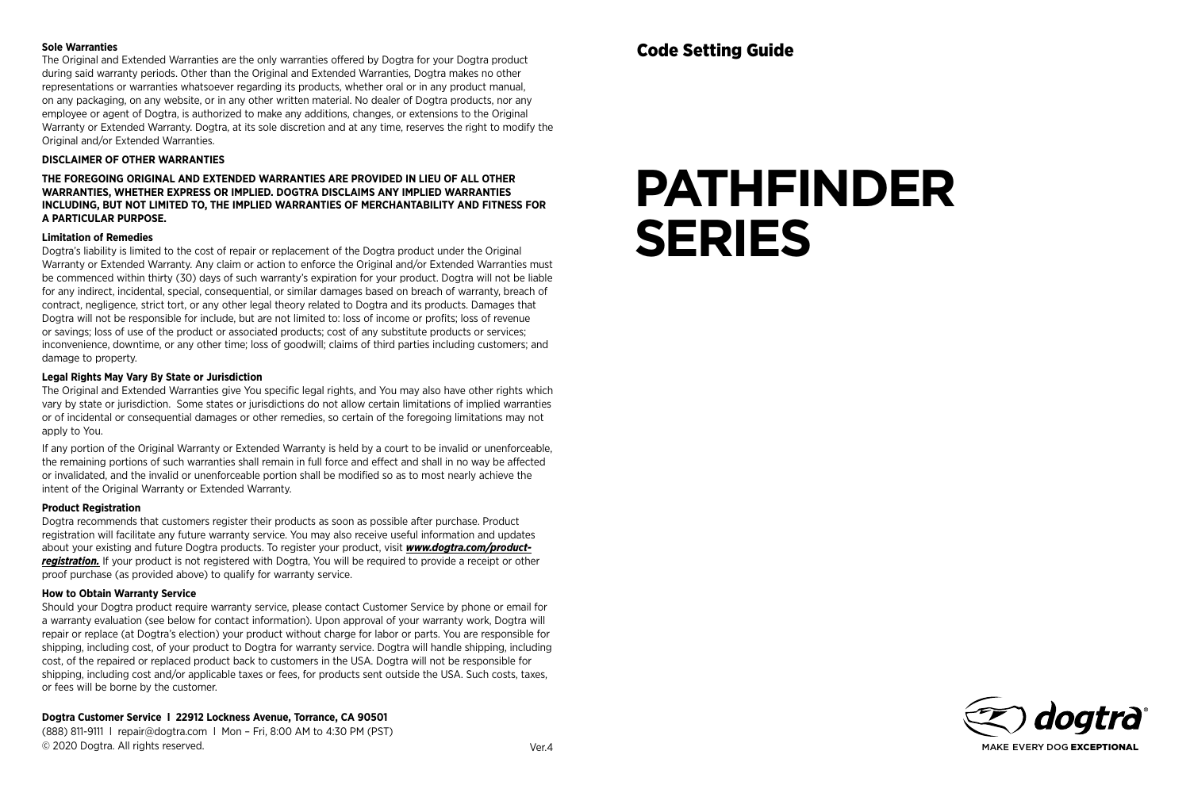**Sole Warranties**

The Original and Extended Warranties are the only warranties offered by Dogtra for your Dogtra product during said warranty periods. Other than the Original and Extended Warranties, Dogtra makes no other representations or warranties whatsoever regarding its products, whether oral or in any product manual, on any packaging, on any website, or in any other written material. No dealer of Dogtra products, nor any employee or agent of Dogtra, is authorized to make any additions, changes, or extensions to the Original Warranty or Extended Warranty. Dogtra, at its sole discretion and at any time, reserves the right to modify the Original and/or Extended Warranties.

**DISCLAIMER OF OTHER WARRANTIES**

**THE FOREGOING ORIGINAL AND EXTENDED WARRANTIES ARE PROVIDED IN LIEU OF ALL OTHER WARRANTIES, WHETHER EXPRESS OR IMPLIED. DOGTRA DISCLAIMS ANY IMPLIED WARRANTIES INCLUDING, BUT NOT LIMITED TO, THE IMPLIED WARRANTIES OF MERCHANTABILITY AND FITNESS FOR A PARTICULAR PURPOSE.**

**Limitation of Remedies**

Dogtra's liability is limited to the cost of repair or replacement of the Dogtra product under the Original Warranty or Extended Warranty. Any claim or action to enforce the Original and/or Extended Warranties must be commenced within thirty (30) days of such warranty's expiration for your product. Dogtra will not be liable for any indirect, incidental, special, consequential, or similar damages based on breach of warranty, breach of contract, negligence, strict tort, or any other legal theory related to Dogtra and its products. Damages that Dogtra will not be responsible for include, but are not limited to: loss of income or profits; loss of revenue or savings; loss of use of the product or associated products; cost of any substitute products or services; inconvenience, downtime, or any other time; loss of goodwill; claims of third parties including customers; and damage to property.

**Legal Rights May Vary By State or Jurisdiction**

The Original and Extended Warranties give You specific legal rights, and You may also have other rights which vary by state or jurisdiction. Some states or jurisdictions do not allow certain limitations of implied warranties or of incidental or consequential damages or other remedies, so certain of the foregoing limitations may not apply to You.

If any portion of the Original Warranty or Extended Warranty is held by a court to be invalid or unenforceable, the remaining portions of such warranties shall remain in full force and effect and shall in no way be affected or invalidated, and the invalid or unenforceable portion shall be modified so as to most nearly achieve the intent of the Original Warranty or Extended Warranty.

**Product Registration**

Dogtra recommends that customers register their products as soon as possible after purchase. Product registration will facilitate any future warranty service. You may also receive useful information and updates about your existing and future Dogtra products. To register your product, visit ***www.dogtra.com/product-registration.*** If your product is not registered with Dogtra, You will be required to provide a receipt or other proof purchase (as provided above) to qualify for warranty service.

**How to Obtain Warranty Service**

Should your Dogtra product require warranty service, please contact Customer Service by phone or email for a warranty evaluation (see below for contact information). Upon approval of your warranty work, Dogtra will repair or replace (at Dogtra's election) your product without charge for labor or parts. You are responsible for shipping, including cost, of your product to Dogtra for warranty service. Dogtra will handle shipping, including cost, of the repaired or replaced product back to customers in the USA. Dogtra will not be responsible for shipping, including cost and/or applicable taxes or fees, for products sent outside the USA. Such costs, taxes, or fees will be borne by the customer.

**Dogtra Customer Service I 22912 Lockness Avenue, Torrance, CA 90501**
(888) 811-9111 I repair@dogtra.com I Mon – Fri, 8:00 AM to 4:30 PM (PST)
© 2020 Dogtra. All rights reserved.

Ver.4

## Code Setting Guide

# PATHFINDER SERIES

dogtra®
MAKE EVERY DOG **EXCEPTIONAL**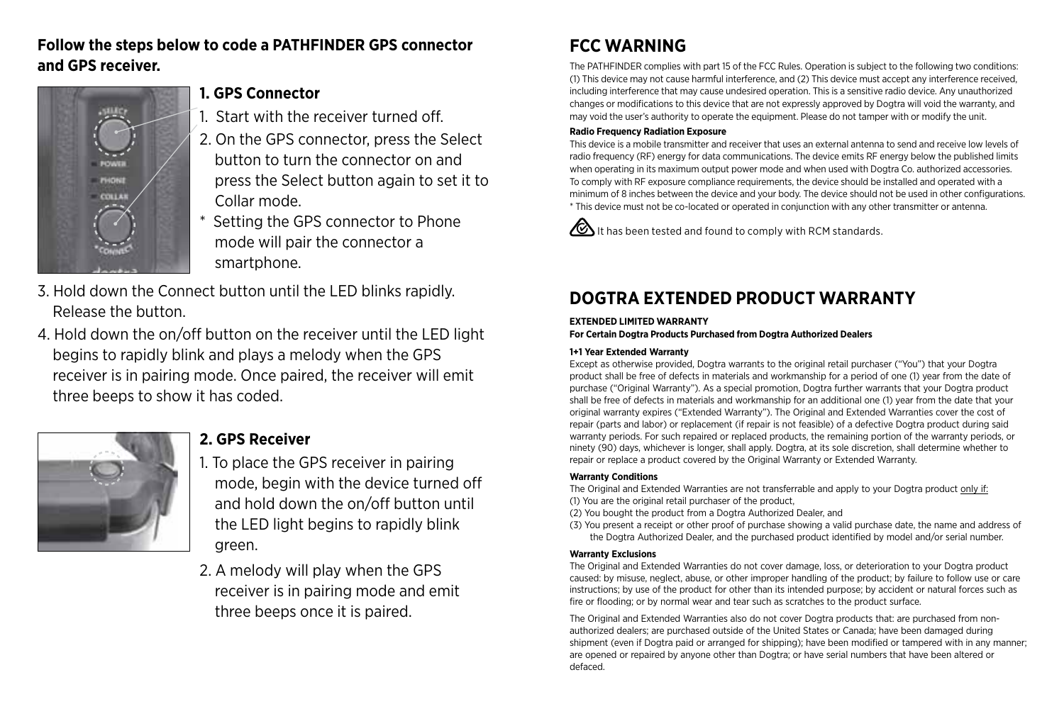**Follow the steps below to code a PATHFINDER GPS connector and GPS receiver.**

### 1. GPS Connector

1. Start with the receiver turned off.
2. On the GPS connector, press the Select button to turn the connector on and press the Select button again to set it to Collar mode.

\* Setting the GPS connector to Phone mode will pair the connector a smartphone.

3. Hold down the Connect button until the LED blinks rapidly. Release the button.
4. Hold down the on/off button on the receiver until the LED light begins to rapidly blink and plays a melody when the GPS receiver is in pairing mode. Once paired, the receiver will emit three beeps to show it has coded.

### 2. GPS Receiver

1. To place the GPS receiver in pairing mode, begin with the device turned off and hold down the on/off button until the LED light begins to rapidly blink green.
2. A melody will play when the GPS receiver is in pairing mode and emit three beeps once it is paired.

# FCC WARNING

The PATHFINDER complies with part 15 of the FCC Rules. Operation is subject to the following two conditions: (1) This device may not cause harmful interference, and (2) This device must accept any interference received, including interference that may cause undesired operation. This is a sensitive radio device. Any unauthorized changes or modifications to this device that are not expressly approved by Dogtra will void the warranty, and may void the user's authority to operate the equipment. Please do not tamper with or modify the unit.

**Radio Frequency Radiation Exposure**

This device is a mobile transmitter and receiver that uses an external antenna to send and receive low levels of radio frequency (RF) energy for data communications. The device emits RF energy below the published limits when operating in its maximum output power mode and when used with Dogtra Co. authorized accessories. To comply with RF exposure compliance requirements, the device should be installed and operated with a minimum of 8 inches between the device and your body. The device should not be used in other configurations.
\* This device must not be co-located or operated in conjunction with any other transmitter or antenna.

It has been tested and found to comply with RCM standards.

# DOGTRA EXTENDED PRODUCT WARRANTY

**EXTENDED LIMITED WARRANTY**
**For Certain Dogtra Products Purchased from Dogtra Authorized Dealers**

**1+1 Year Extended Warranty**

Except as otherwise provided, Dogtra warrants to the original retail purchaser ("You") that your Dogtra product shall be free of defects in materials and workmanship for a period of one (1) year from the date of purchase ("Original Warranty"). As a special promotion, Dogtra further warrants that your Dogtra product shall be free of defects in materials and workmanship for an additional one (1) year from the date that your original warranty expires ("Extended Warranty"). The Original and Extended Warranties cover the cost of repair (parts and labor) or replacement (if repair is not feasible) of a defective Dogtra product during said warranty periods. For such repaired or replaced products, the remaining portion of the warranty periods, or ninety (90) days, whichever is longer, shall apply. Dogtra, at its sole discretion, shall determine whether to repair or replace a product covered by the Original Warranty or Extended Warranty.

**Warranty Conditions**

The Original and Extended Warranties are not transferrable and apply to your Dogtra product only if:
(1) You are the original retail purchaser of the product,
(2) You bought the product from a Dogtra Authorized Dealer, and
(3) You present a receipt or other proof of purchase showing a valid purchase date, the name and address of the Dogtra Authorized Dealer, and the purchased product identified by model and/or serial number.

**Warranty Exclusions**

The Original and Extended Warranties do not cover damage, loss, or deterioration to your Dogtra product caused: by misuse, neglect, abuse, or other improper handling of the product; by failure to follow use or care instructions; by use of the product for other than its intended purpose; by accident or natural forces such as fire or flooding; or by normal wear and tear such as scratches to the product surface.

The Original and Extended Warranties also do not cover Dogtra products that: are purchased from non-authorized dealers; are purchased outside of the United States or Canada; have been damaged during shipment (even if Dogtra paid or arranged for shipping); have been modified or tampered with in any manner; are opened or repaired by anyone other than Dogtra; or have serial numbers that have been altered or defaced.